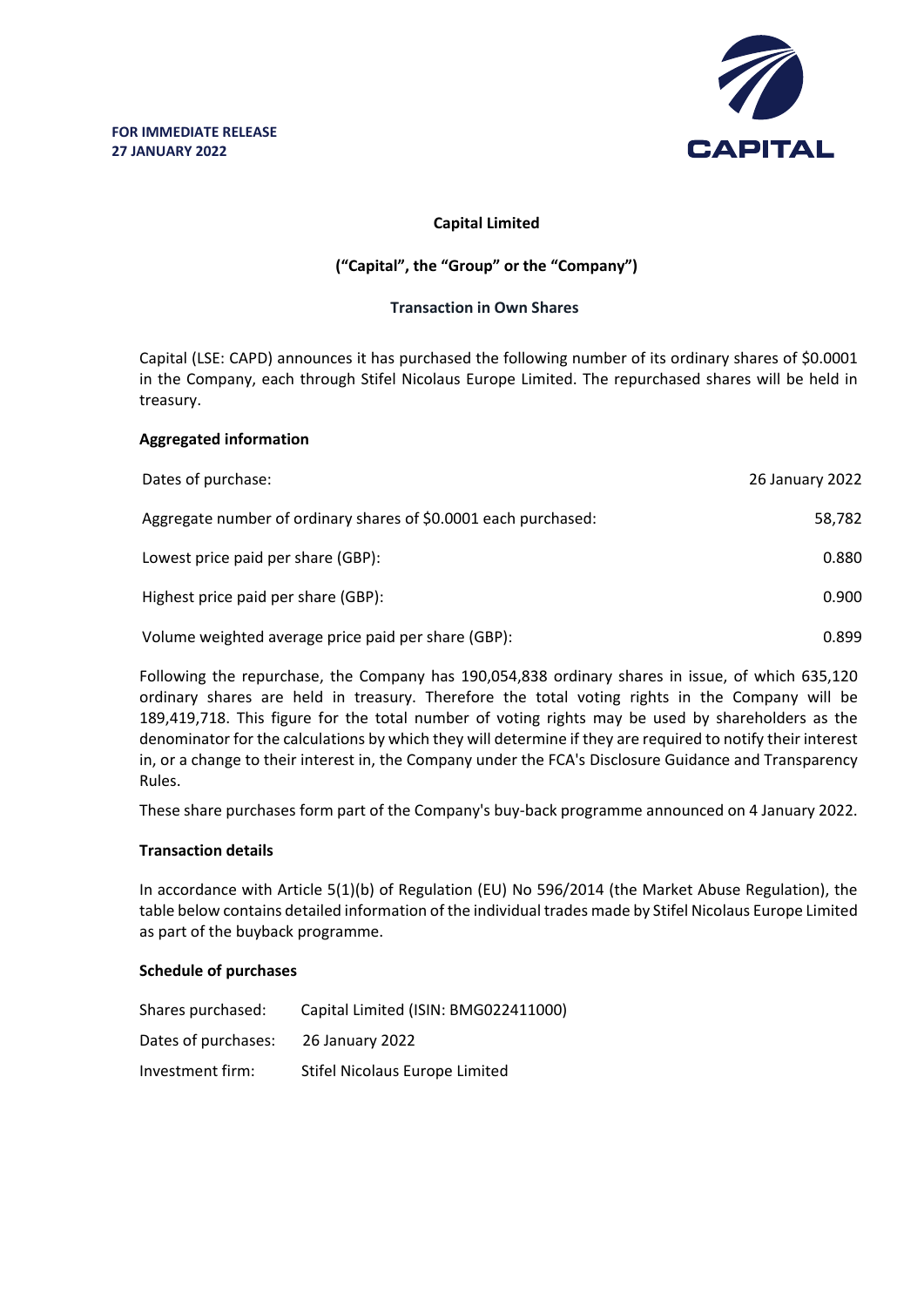**FOR IMMEDIATE RELEASE**
**27 JANUARY 2022**

CAPITAL

**Capital Limited**

**("Capital", the "Group" or the "Company")**

**Transaction in Own Shares**

Capital (LSE: CAPD) announces it has purchased the following number of its ordinary shares of $0.0001 in the Company, each through Stifel Nicolaus Europe Limited. The repurchased shares will be held in treasury.

**Aggregated information**

| | |
|---|---|
| Dates of purchase: | 26 January 2022 |
| Aggregate number of ordinary shares of $0.0001 each purchased: | 58,782 |
| Lowest price paid per share (GBP): | 0.880 |
| Highest price paid per share (GBP): | 0.900 |
| Volume weighted average price paid per share (GBP): | 0.899 |

Following the repurchase, the Company has 190,054,838 ordinary shares in issue, of which 635,120 ordinary shares are held in treasury. Therefore the total voting rights in the Company will be 189,419,718. This figure for the total number of voting rights may be used by shareholders as the denominator for the calculations by which they will determine if they are required to notify their interest in, or a change to their interest in, the Company under the FCA's Disclosure Guidance and Transparency Rules.

These share purchases form part of the Company's buy-back programme announced on 4 January 2022.

**Transaction details**

In accordance with Article 5(1)(b) of Regulation (EU) No 596/2014 (the Market Abuse Regulation), the table below contains detailed information of the individual trades made by Stifel Nicolaus Europe Limited as part of the buyback programme.

**Schedule of purchases**

| | |
|---|---|
| Shares purchased: | Capital Limited (ISIN: BMG022411000) |
| Dates of purchases: | 26 January 2022 |
| Investment firm: | Stifel Nicolaus Europe Limited |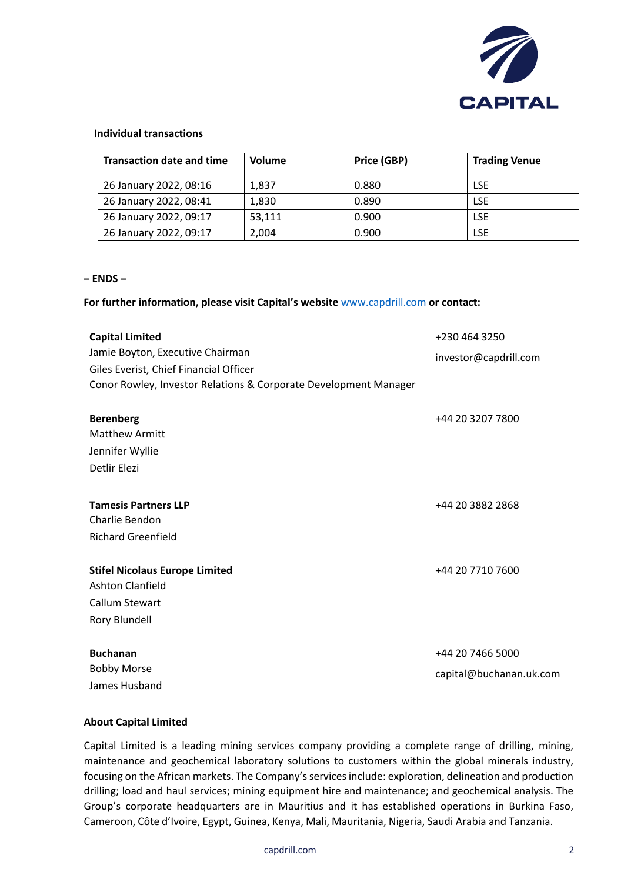**Individual transactions**

| Transaction date and time | Volume | Price (GBP) | Trading Venue |
|---|---|---|---|
| 26 January 2022, 08:16 | 1,837 | 0.880 | LSE |
| 26 January 2022, 08:41 | 1,830 | 0.890 | LSE |
| 26 January 2022, 09:17 | 53,111 | 0.900 | LSE |
| 26 January 2022, 09:17 | 2,004 | 0.900 | LSE |

**– ENDS –**

**For further information, please visit Capital's website** [www.capdrill.com](http://www.capdrill.com) **or contact:**

**Capital Limited**
Jamie Boyton, Executive Chairman
Giles Everist, Chief Financial Officer
Conor Rowley, Investor Relations & Corporate Development Manager

+230 464 3250
investor@capdrill.com

**Berenberg**
Matthew Armitt
Jennifer Wyllie
Detlir Elezi

+44 20 3207 7800

**Tamesis Partners LLP**
Charlie Bendon
Richard Greenfield

+44 20 3882 2868

**Stifel Nicolaus Europe Limited**
Ashton Clanfield
Callum Stewart
Rory Blundell

+44 20 7710 7600

**Buchanan**
Bobby Morse
James Husband

+44 20 7466 5000
capital@buchanan.uk.com

**About Capital Limited**

Capital Limited is a leading mining services company providing a complete range of drilling, mining, maintenance and geochemical laboratory solutions to customers within the global minerals industry, focusing on the African markets. The Company's services include: exploration, delineation and production drilling; load and haul services; mining equipment hire and maintenance; and geochemical analysis. The Group's corporate headquarters are in Mauritius and it has established operations in Burkina Faso, Cameroon, Côte d'Ivoire, Egypt, Guinea, Kenya, Mali, Mauritania, Nigeria, Saudi Arabia and Tanzania.